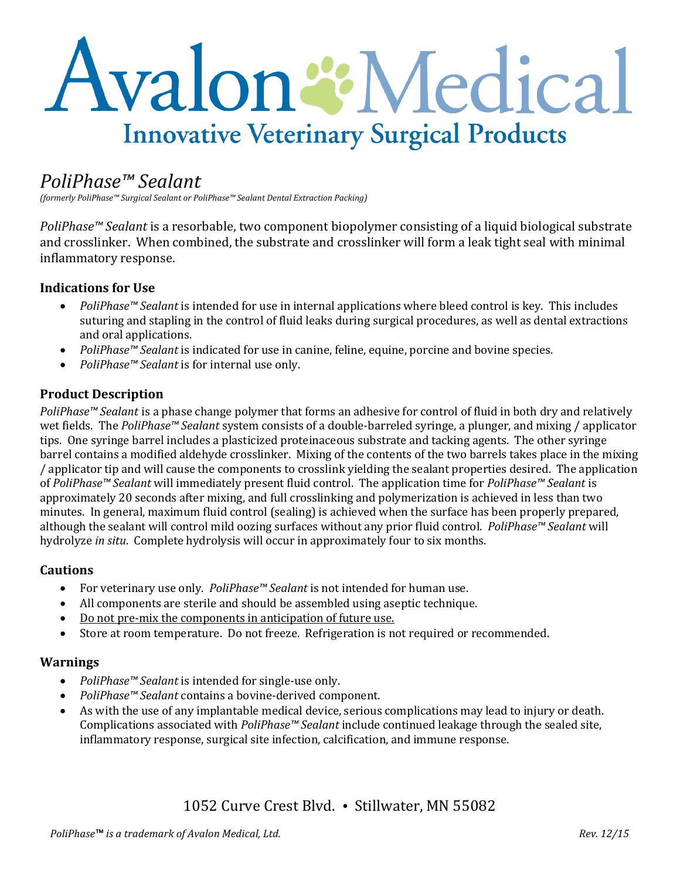# Avalon Medical

**Innovative Veterinary Surgical Products**

## *PoliPhase™ Sealant*

*(formerly PoliPhase™ Surgical Sealant or PoliPhase™ Sealant Dental Extraction Packing)*

*PoliPhase™ Sealant* is a resorbable, two component biopolymer consisting of a liquid biological substrate and crosslinker. When combined, the substrate and crosslinker will form a leak tight seal with minimal inflammatory response.

### Indications for Use

- *PoliPhase™ Sealant* is intended for use in internal applications where bleed control is key. This includes suturing and stapling in the control of fluid leaks during surgical procedures, as well as dental extractions and oral applications.
- *PoliPhase™ Sealant* is indicated for use in canine, feline, equine, porcine and bovine species.
- *PoliPhase™ Sealant* is for internal use only.

### Product Description

*PoliPhase™ Sealant* is a phase change polymer that forms an adhesive for control of fluid in both dry and relatively wet fields. The *PoliPhase™ Sealant* system consists of a double-barreled syringe, a plunger, and mixing / applicator tips. One syringe barrel includes a plasticized proteinaceous substrate and tacking agents. The other syringe barrel contains a modified aldehyde crosslinker. Mixing of the contents of the two barrels takes place in the mixing / applicator tip and will cause the components to crosslink yielding the sealant properties desired. The application of *PoliPhase™ Sealant* will immediately present fluid control. The application time for *PoliPhase™ Sealant* is approximately 20 seconds after mixing, and full crosslinking and polymerization is achieved in less than two minutes. In general, maximum fluid control (sealing) is achieved when the surface has been properly prepared, although the sealant will control mild oozing surfaces without any prior fluid control. *PoliPhase™ Sealant* will hydrolyze *in situ*. Complete hydrolysis will occur in approximately four to six months.

### Cautions

- For veterinary use only. *PoliPhase™ Sealant* is not intended for human use.
- All components are sterile and should be assembled using aseptic technique.
- <u>Do not pre-mix the components in anticipation of future use.</u>
- Store at room temperature. Do not freeze. Refrigeration is not required or recommended.

### Warnings

- *PoliPhase™ Sealant* is intended for single-use only.
- *PoliPhase™ Sealant* contains a bovine-derived component.
- As with the use of any implantable medical device, serious complications may lead to injury or death. Complications associated with *PoliPhase™ Sealant* include continued leakage through the sealed site, inflammatory response, surgical site infection, calcification, and immune response.

1052 Curve Crest Blvd. • Stillwater, MN 55082

*PoliPhase™ is a trademark of Avalon Medical, Ltd.* *Rev. 12/15*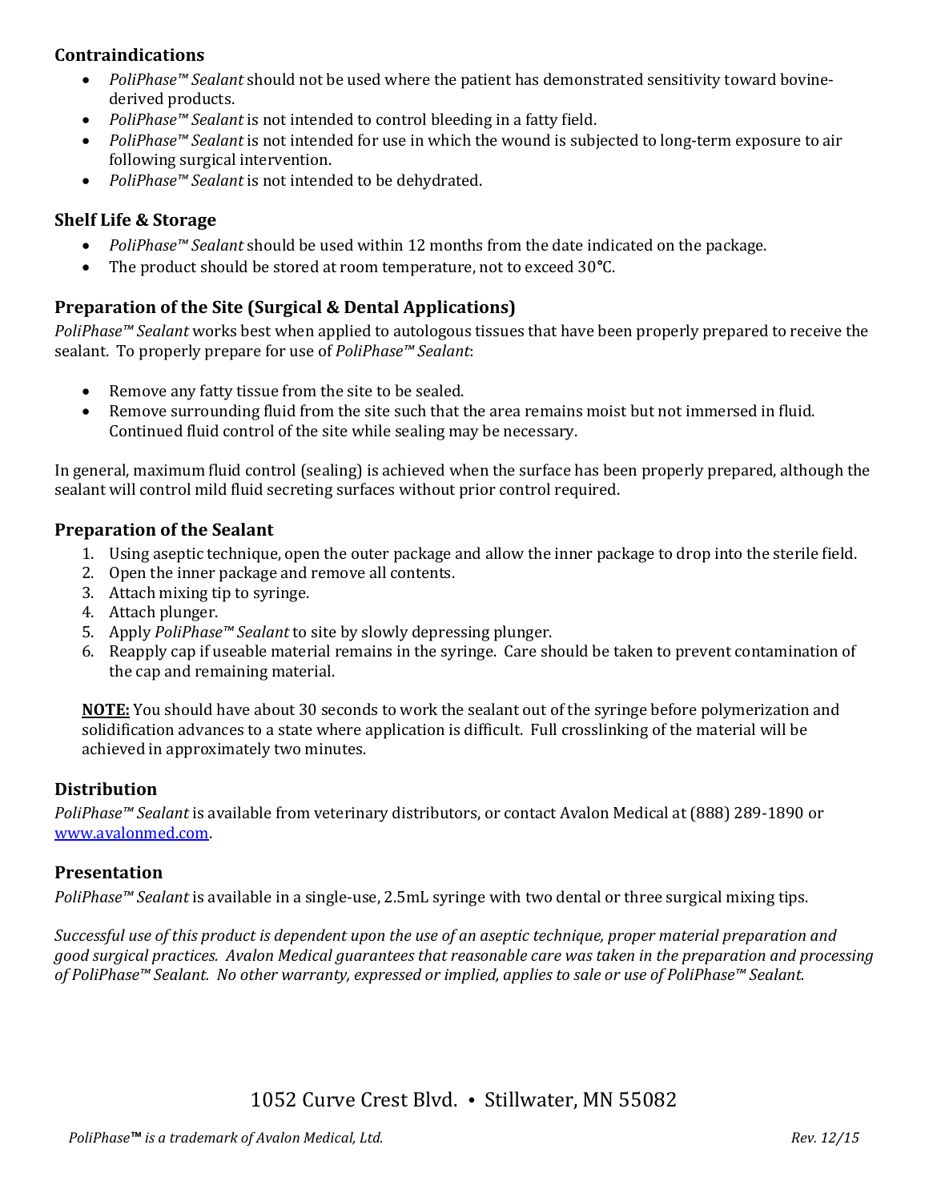## Contraindications

- *PoliPhase™ Sealant* should not be used where the patient has demonstrated sensitivity toward bovine-derived products.
- *PoliPhase™ Sealant* is not intended to control bleeding in a fatty field.
- *PoliPhase™ Sealant* is not intended for use in which the wound is subjected to long-term exposure to air following surgical intervention.
- *PoliPhase™ Sealant* is not intended to be dehydrated.

## Shelf Life & Storage

- *PoliPhase™ Sealant* should be used within 12 months from the date indicated on the package.
- The product should be stored at room temperature, not to exceed 30°C.

## Preparation of the Site (Surgical & Dental Applications)

*PoliPhase™ Sealant* works best when applied to autologous tissues that have been properly prepared to receive the sealant. To properly prepare for use of *PoliPhase™ Sealant*:

- Remove any fatty tissue from the site to be sealed.
- Remove surrounding fluid from the site such that the area remains moist but not immersed in fluid. Continued fluid control of the site while sealing may be necessary.

In general, maximum fluid control (sealing) is achieved when the surface has been properly prepared, although the sealant will control mild fluid secreting surfaces without prior control required.

## Preparation of the Sealant

1. Using aseptic technique, open the outer package and allow the inner package to drop into the sterile field.
2. Open the inner package and remove all contents.
3. Attach mixing tip to syringe.
4. Attach plunger.
5. Apply *PoliPhase™ Sealant* to site by slowly depressing plunger.
6. Reapply cap if useable material remains in the syringe. Care should be taken to prevent contamination of the cap and remaining material.

**NOTE:** You should have about 30 seconds to work the sealant out of the syringe before polymerization and solidification advances to a state where application is difficult. Full crosslinking of the material will be achieved in approximately two minutes.

## Distribution

*PoliPhase™ Sealant* is available from veterinary distributors, or contact Avalon Medical at (888) 289-1890 or [www.avalonmed.com](http://www.avalonmed.com).

## Presentation

*PoliPhase™ Sealant* is available in a single-use, 2.5mL syringe with two dental or three surgical mixing tips.

*Successful use of this product is dependent upon the use of an aseptic technique, proper material preparation and good surgical practices. Avalon Medical guarantees that reasonable care was taken in the preparation and processing of PoliPhase™ Sealant. No other warranty, expressed or implied, applies to sale or use of PoliPhase™ Sealant.*

1052 Curve Crest Blvd. • Stillwater, MN 55082

*PoliPhase™ is a trademark of Avalon Medical, Ltd.* Rev. 12/15